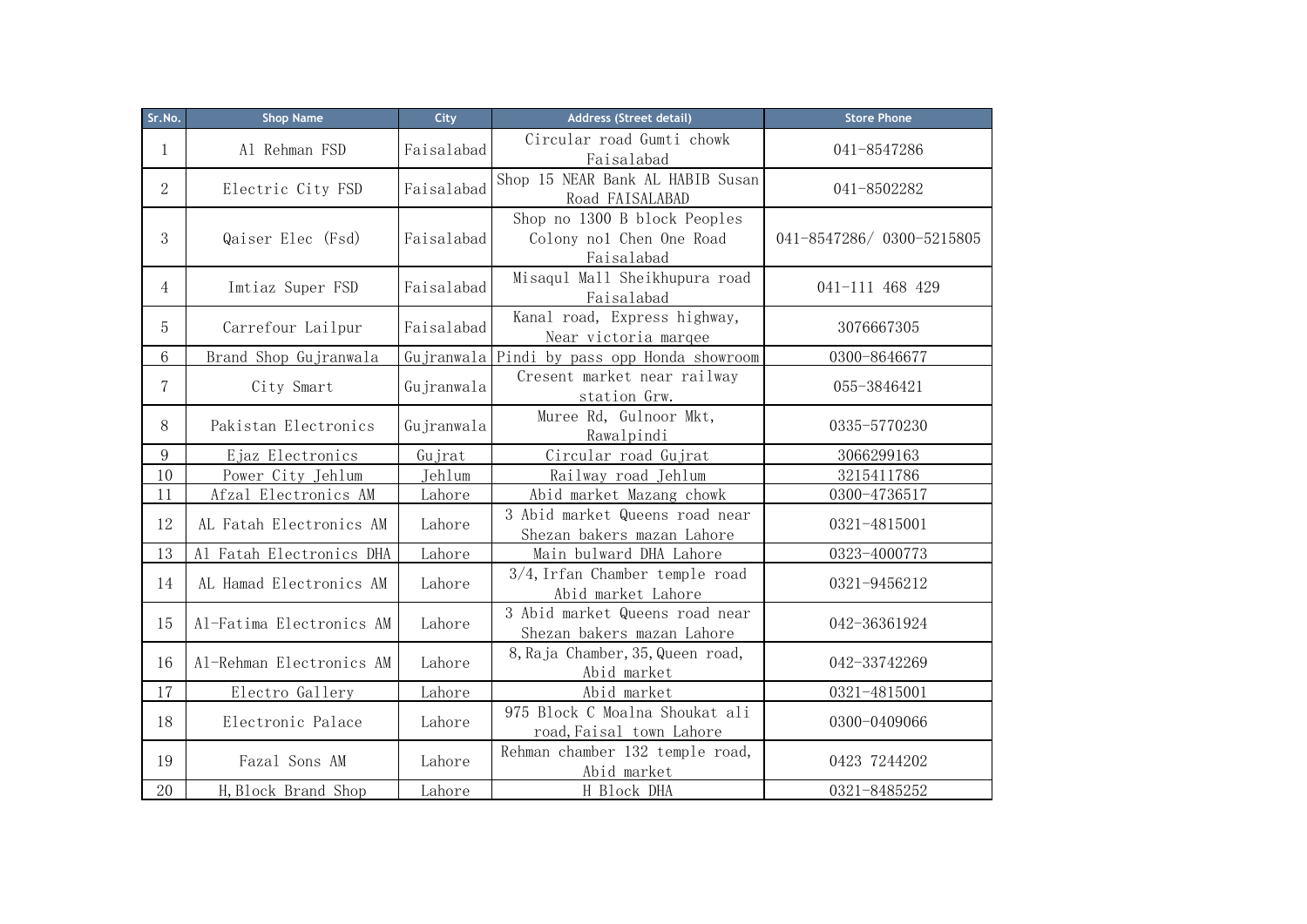| Sr.No. | Shop Name | City | Address (Street detail) | Store Phone |
|---|---|---|---|---|
| 1 | Al Rehman FSD | Faisalabad | Circular road Gumti chowk Faisalabad | 041-8547286 |
| 2 | Electric City FSD | Faisalabad | Shop 15 NEAR Bank AL HABIB Susan Road FAISALABAD | 041-8502282 |
| 3 | Qaiser Elec (Fsd) | Faisalabad | Shop no 1300 B block Peoples Colony no1 Chen One Road Faisalabad | 041-8547286/ 0300-5215805 |
| 4 | Imtiaz Super FSD | Faisalabad | Misaqul Mall Sheikhupura road Faisalabad | 041-111 468 429 |
| 5 | Carrefour Lailpur | Faisalabad | Kanal road, Express highway, Near victoria marqee | 3076667305 |
| 6 | Brand Shop Gujranwala | Gujranwala | Pindi by pass opp Honda showroom | 0300-8646677 |
| 7 | City Smart | Gujranwala | Cresent market near railway station Grw. | 055-3846421 |
| 8 | Pakistan Electronics | Gujranwala | Muree Rd, Gulnoor Mkt, Rawalpindi | 0335-5770230 |
| 9 | Ejaz Electronics | Gujrat | Circular road Gujrat | 3066299163 |
| 10 | Power City Jehlum | Jehlum | Railway road Jehlum | 3215411786 |
| 11 | Afzal Electronics AM | Lahore | Abid market Mazang chowk | 0300-4736517 |
| 12 | AL Fatah Electronics AM | Lahore | 3 Abid market Queens road near Shezan bakers mazan Lahore | 0321-4815001 |
| 13 | Al Fatah Electronics DHA | Lahore | Main bulward DHA Lahore | 0323-4000773 |
| 14 | AL Hamad Electronics AM | Lahore | 3/4, Irfan Chamber temple road Abid market Lahore | 0321-9456212 |
| 15 | Al-Fatima Electronics AM | Lahore | 3 Abid market Queens road near Shezan bakers mazan Lahore | 042-36361924 |
| 16 | Al-Rehman Electronics AM | Lahore | 8, Raja Chamber, 35, Queen road, Abid market | 042-33742269 |
| 17 | Electro Gallery | Lahore | Abid market | 0321-4815001 |
| 18 | Electronic Palace | Lahore | 975 Block C Moalna Shoukat ali road, Faisal town Lahore | 0300-0409066 |
| 19 | Fazal Sons AM | Lahore | Rehman chamber 132 temple road, Abid market | 0423 7244202 |
| 20 | H, Block Brand Shop | Lahore | H Block DHA | 0321-8485252 |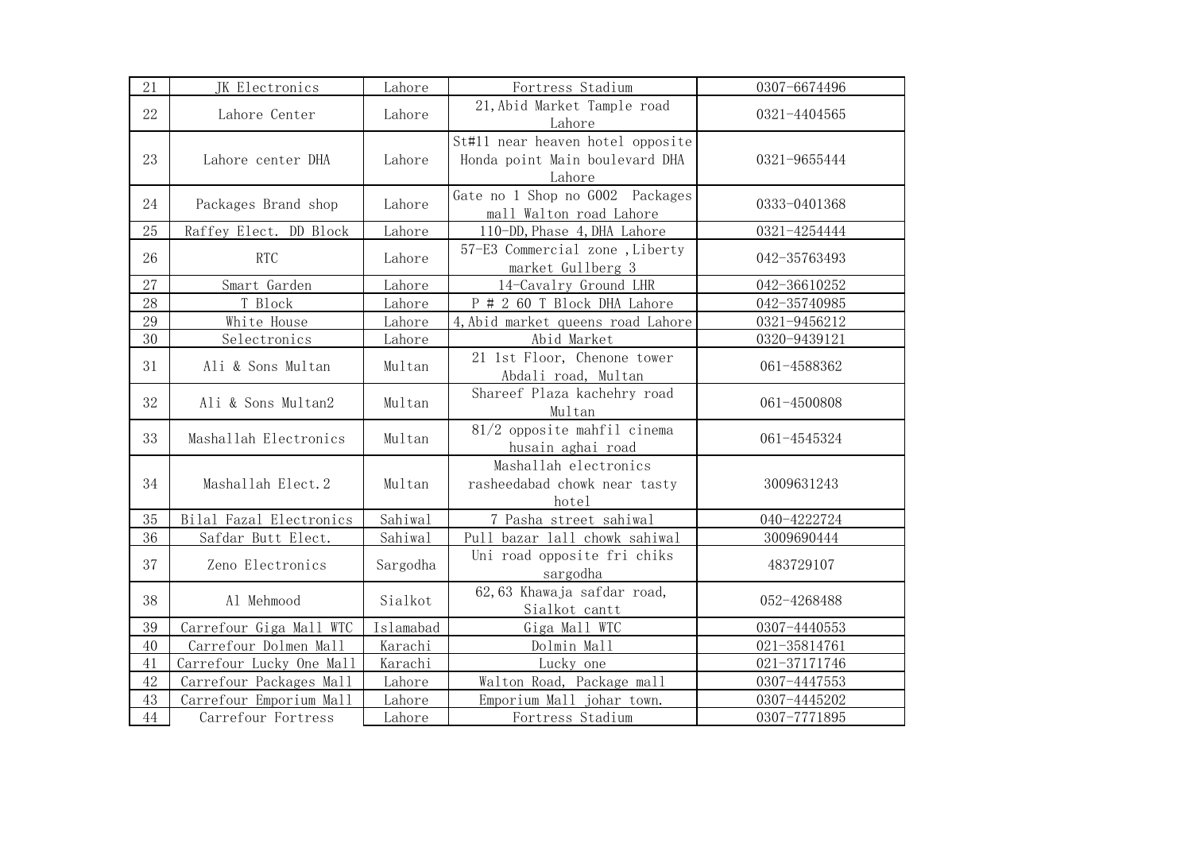| 21 | JK Electronics | Lahore | Fortress Stadium | 0307-6674496 |
|---|---|---|---|---|
| 22 | Lahore Center | Lahore | 21,Abid Market Tample road Lahore | 0321-4404565 |
| 23 | Lahore center DHA | Lahore | St#11 near heaven hotel opposite Honda point Main boulevard DHA Lahore | 0321-9655444 |
| 24 | Packages Brand shop | Lahore | Gate no 1 Shop no G002 Packages mall Walton road Lahore | 0333-0401368 |
| 25 | Raffey Elect. DD Block | Lahore | 110-DD,Phase 4,DHA Lahore | 0321-4254444 |
| 26 | RTC | Lahore | 57-E3 Commercial zone ,Liberty market Gullberg 3 | 042-35763493 |
| 27 | Smart Garden | Lahore | 14-Cavalry Ground LHR | 042-36610252 |
| 28 | T Block | Lahore | P # 2 60 T Block DHA Lahore | 042-35740985 |
| 29 | White House | Lahore | 4,Abid market queens road Lahore | 0321-9456212 |
| 30 | Selectronics | Lahore | Abid Market | 0320-9439121 |
| 31 | Ali & Sons Multan | Multan | 21 1st Floor, Chenone tower Abdali road, Multan | 061-4588362 |
| 32 | Ali & Sons Multan2 | Multan | Shareef Plaza kachehry road Multan | 061-4500808 |
| 33 | Mashallah Electronics | Multan | 81/2 opposite mahfil cinema husain aghai road | 061-4545324 |
| 34 | Mashallah Elect.2 | Multan | Mashallah electronics rasheedabad chowk near tasty hotel | 3009631243 |
| 35 | Bilal Fazal Electronics | Sahiwal | 7 Pasha street sahiwal | 040-4222724 |
| 36 | Safdar Butt Elect. | Sahiwal | Pull bazar lall chowk sahiwal | 3009690444 |
| 37 | Zeno Electronics | Sargodha | Uni road opposite fri chiks sargodha | 483729107 |
| 38 | Al Mehmood | Sialkot | 62,63 Khawaja safdar road, Sialkot cantt | 052-4268488 |
| 39 | Carrefour Giga Mall WTC | Islamabad | Giga Mall WTC | 0307-4440553 |
| 40 | Carrefour Dolmen Mall | Karachi | Dolmin Mall | 021-35814761 |
| 41 | Carrefour Lucky One Mall | Karachi | Lucky one | 021-37171746 |
| 42 | Carrefour Packages Mall | Lahore | Walton Road, Package mall | 0307-4447553 |
| 43 | Carrefour Emporium Mall | Lahore | Emporium Mall johar town. | 0307-4445202 |
| 44 | Carrefour Fortress | Lahore | Fortress Stadium | 0307-7771895 |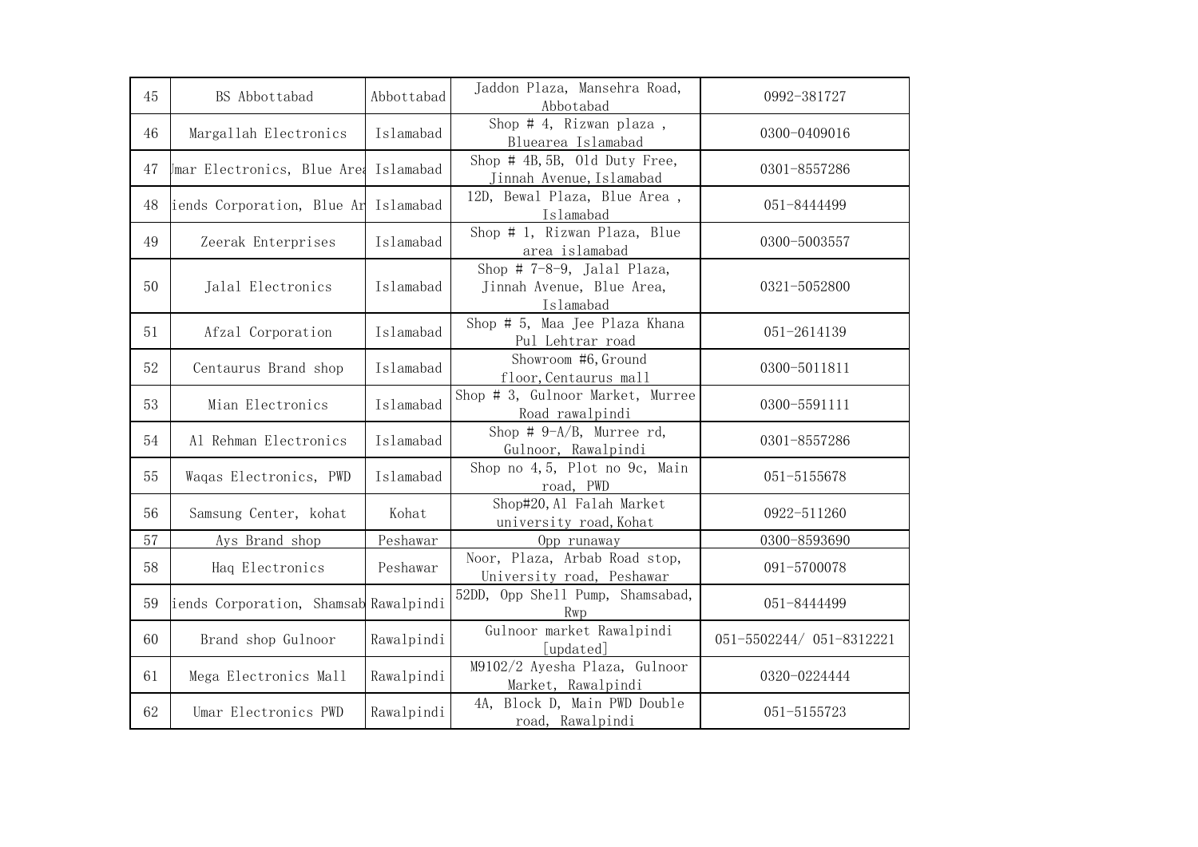| 45 | BS Abbottabad | Abbottabad | Jaddon Plaza, Mansehra Road, Abbotabad | 0992-381727 |
|---|---|---|---|---|
| 46 | Margallah Electronics | Islamabad | Shop # 4, Rizwan plaza , Bluearea Islamabad | 0300-0409016 |
| 47 | Jmar Electronics, Blue Area | Islamabad | Shop # 4B,5B, Old Duty Free, Jinnah Avenue,Islamabad | 0301-8557286 |
| 48 | iends Corporation, Blue Ar | Islamabad | 12D, Bewal Plaza, Blue Area , Islamabad | 051-8444499 |
| 49 | Zeerak Enterprises | Islamabad | Shop # 1, Rizwan Plaza, Blue area islamabad | 0300-5003557 |
| 50 | Jalal Electronics | Islamabad | Shop # 7-8-9, Jalal Plaza, Jinnah Avenue, Blue Area, Islamabad | 0321-5052800 |
| 51 | Afzal Corporation | Islamabad | Shop # 5, Maa Jee Plaza Khana Pul Lehtrar road | 051-2614139 |
| 52 | Centaurus Brand shop | Islamabad | Showroom #6,Ground floor,Centaurus mall | 0300-5011811 |
| 53 | Mian Electronics | Islamabad | Shop # 3, Gulnoor Market, Murree Road rawalpindi | 0300-5591111 |
| 54 | Al Rehman Electronics | Islamabad | Shop # 9-A/B, Murree rd, Gulnoor, Rawalpindi | 0301-8557286 |
| 55 | Waqas Electronics, PWD | Islamabad | Shop no 4,5, Plot no 9c, Main road, PWD | 051-5155678 |
| 56 | Samsung Center, kohat | Kohat | Shop#20,Al Falah Market university road,Kohat | 0922-511260 |
| 57 | Ays Brand shop | Peshawar | Opp runaway | 0300-8593690 |
| 58 | Haq Electronics | Peshawar | Noor, Plaza, Arbab Road stop, University road, Peshawar | 091-5700078 |
| 59 | iends Corporation, Shamsab | Rawalpindi | 52DD, Opp Shell Pump, Shamsabad, Rwp | 051-8444499 |
| 60 | Brand shop Gulnoor | Rawalpindi | Gulnoor market Rawalpindi [updated] | 051-5502244/ 051-8312221 |
| 61 | Mega Electronics Mall | Rawalpindi | M9102/2 Ayesha Plaza, Gulnoor Market, Rawalpindi | 0320-0224444 |
| 62 | Umar Electronics PWD | Rawalpindi | 4A, Block D, Main PWD Double road, Rawalpindi | 051-5155723 |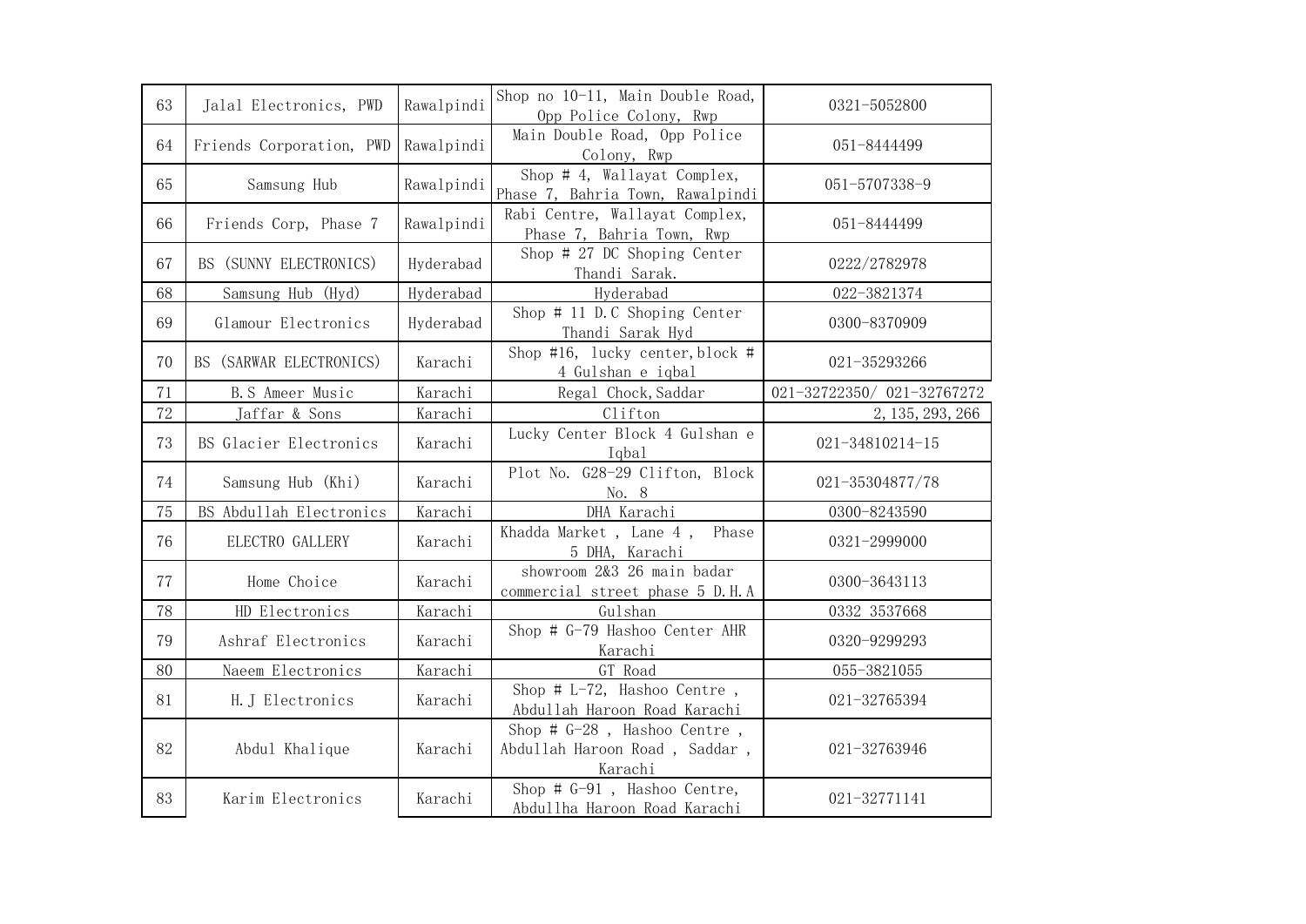| 63 | Jalal Electronics, PWD | Rawalpindi | Shop no 10-11, Main Double Road, Opp Police Colony, Rwp | 0321-5052800 |
|---|---|---|---|---|
| 64 | Friends Corporation, PWD | Rawalpindi | Main Double Road, Opp Police Colony, Rwp | 051-8444499 |
| 65 | Samsung Hub | Rawalpindi | Shop # 4, Wallayat Complex, Phase 7, Bahria Town, Rawalpindi | 051-5707338-9 |
| 66 | Friends Corp, Phase 7 | Rawalpindi | Rabi Centre, Wallayat Complex, Phase 7, Bahria Town, Rwp | 051-8444499 |
| 67 | BS (SUNNY ELECTRONICS) | Hyderabad | Shop # 27 DC Shoping Center Thandi Sarak. | 0222/2782978 |
| 68 | Samsung Hub (Hyd) | Hyderabad | Hyderabad | 022-3821374 |
| 69 | Glamour Electronics | Hyderabad | Shop # 11 D.C Shoping Center Thandi Sarak Hyd | 0300-8370909 |
| 70 | BS (SARWAR ELECTRONICS) | Karachi | Shop #16, lucky center,block # 4 Gulshan e iqbal | 021-35293266 |
| 71 | B.S Ameer Music | Karachi | Regal Chock,Saddar | 021-32722350/ 021-32767272 |
| 72 | Jaffar & Sons | Karachi | Clifton | 2,135,293,266 |
| 73 | BS Glacier Electronics | Karachi | Lucky Center Block 4 Gulshan e Iqbal | 021-34810214-15 |
| 74 | Samsung Hub (Khi) | Karachi | Plot No. G28-29 Clifton, Block No. 8 | 021-35304877/78 |
| 75 | BS Abdullah Electronics | Karachi | DHA Karachi | 0300-8243590 |
| 76 | ELECTRO GALLERY | Karachi | Khadda Market , Lane 4 , Phase 5 DHA, Karachi | 0321-2999000 |
| 77 | Home Choice | Karachi | showroom 2&3 26 main badar commercial street phase 5 D.H.A | 0300-3643113 |
| 78 | HD Electronics | Karachi | Gulshan | 0332 3537668 |
| 79 | Ashraf Electronics | Karachi | Shop # G-79 Hashoo Center AHR Karachi | 0320-9299293 |
| 80 | Naeem Electronics | Karachi | GT Road | 055-3821055 |
| 81 | H.J Electronics | Karachi | Shop # L-72, Hashoo Centre , Abdullah Haroon Road Karachi | 021-32765394 |
| 82 | Abdul Khalique | Karachi | Shop # G-28 , Hashoo Centre , Abdullah Haroon Road , Saddar , Karachi | 021-32763946 |
| 83 | Karim Electronics | Karachi | Shop # G-91 , Hashoo Centre, Abdullha Haroon Road Karachi | 021-32771141 |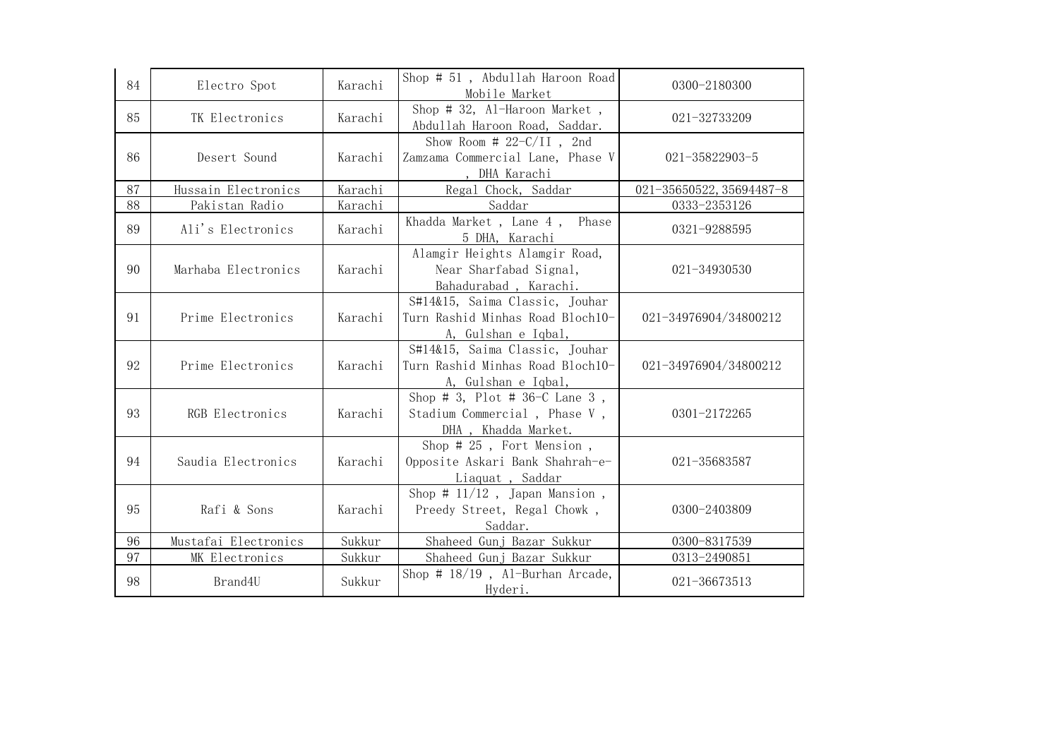| | | | | |
|---|---|---|---|---|
| 84 | Electro Spot | Karachi | Shop # 51 , Abdullah Haroon Road Mobile Market | 0300-2180300 |
| 85 | TK Electronics | Karachi | Shop # 32, Al-Haroon Market , Abdullah Haroon Road, Saddar. | 021-32733209 |
| 86 | Desert Sound | Karachi | Show Room # 22-C/II , 2nd Zamzama Commercial Lane, Phase V , DHA Karachi | 021-35822903-5 |
| 87 | Hussain Electronics | Karachi | Regal Chock, Saddar | 021-35650522, 35694487-8 |
| 88 | Pakistan Radio | Karachi | Saddar | 0333-2353126 |
| 89 | Ali's Electronics | Karachi | Khadda Market , Lane 4 , Phase 5 DHA, Karachi | 0321-9288595 |
| 90 | Marhaba Electronics | Karachi | Alamgir Heights Alamgir Road, Near Sharfabad Signal, Bahadurabad , Karachi. | 021-34930530 |
| 91 | Prime Electronics | Karachi | S#14&15, Saima Classic, Jouhar Turn Rashid Minhas Road Bloch10-A, Gulshan e Iqbal, | 021-34976904/34800212 |
| 92 | Prime Electronics | Karachi | S#14&15, Saima Classic, Jouhar Turn Rashid Minhas Road Bloch10-A, Gulshan e Iqbal, | 021-34976904/34800212 |
| 93 | RGB Electronics | Karachi | Shop # 3, Plot # 36-C Lane 3 , Stadium Commercial , Phase V , DHA , Khadda Market. | 0301-2172265 |
| 94 | Saudia Electronics | Karachi | Shop # 25 , Fort Mension , Opposite Askari Bank Shahrah-e-Liaquat , Saddar | 021-35683587 |
| 95 | Rafi & Sons | Karachi | Shop # 11/12 , Japan Mansion , Preedy Street, Regal Chowk , Saddar. | 0300-2403809 |
| 96 | Mustafai Electronics | Sukkur | Shaheed Gunj Bazar Sukkur | 0300-8317539 |
| 97 | MK Electronics | Sukkur | Shaheed Gunj Bazar Sukkur | 0313-2490851 |
| 98 | Brand4U | Sukkur | Shop # 18/19 , Al-Burhan Arcade, Hyderi. | 021-36673513 |